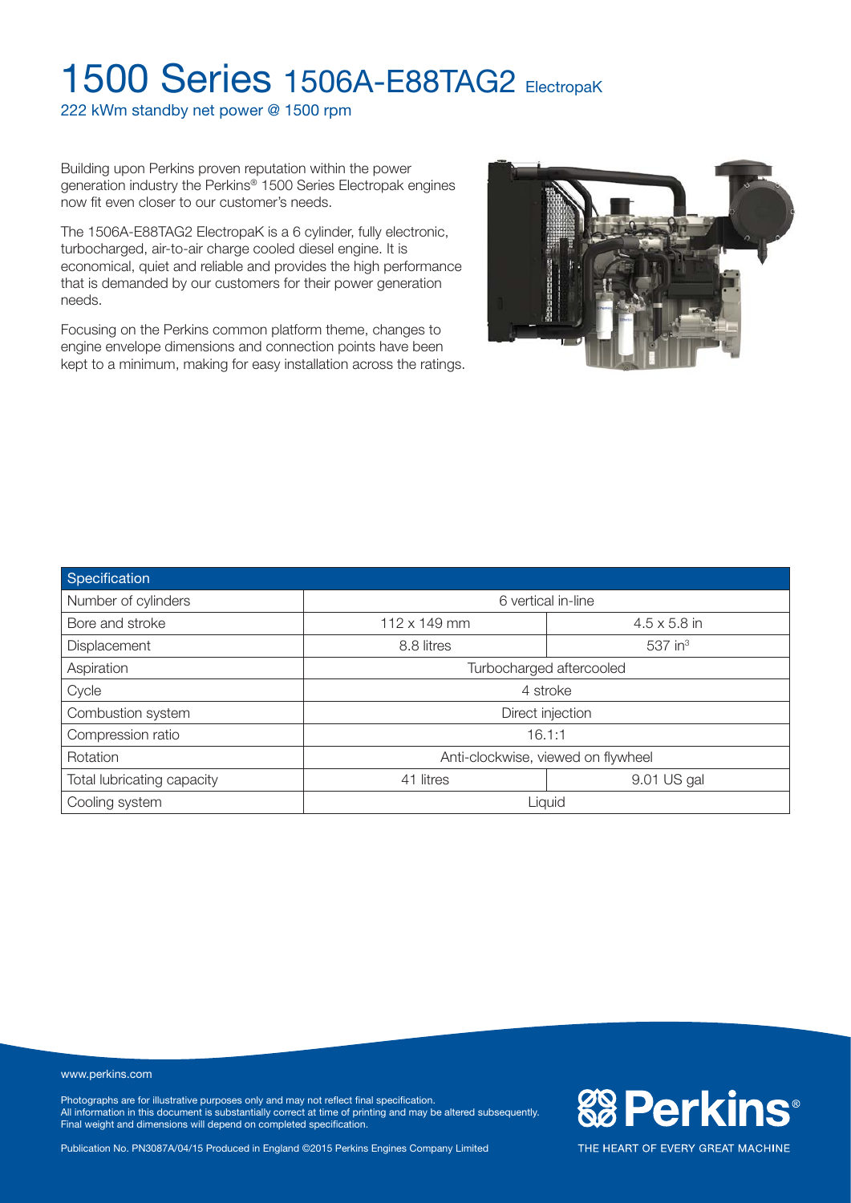# 1500 Series 1506A-E88TAG2 ElectropaK

222 kWm standby net power @ 1500 rpm

Building upon Perkins proven reputation within the power generation industry the Perkins® 1500 Series Electropak engines now fit even closer to our customer's needs.

The 1506A-E88TAG2 ElectropaK is a 6 cylinder, fully electronic, turbocharged, air-to-air charge cooled diesel engine. It is economical, quiet and reliable and provides the high performance that is demanded by our customers for their power generation needs.

Focusing on the Perkins common platform theme, changes to engine envelope dimensions and connection points have been kept to a minimum, making for easy installation across the ratings.

| Specification | | |
|---|---|---|
| Number of cylinders | 6 vertical in-line | |
| Bore and stroke | 112 x 149 mm | 4.5 x 5.8 in |
| Displacement | 8.8 litres | 537 in$^3$ |
| Aspiration | Turbocharged aftercooled | |
| Cycle | 4 stroke | |
| Combustion system | Direct injection | |
| Compression ratio | 16.1:1 | |
| Rotation | Anti-clockwise, viewed on flywheel | |
| Total lubricating capacity | 41 litres | 9.01 US gal |
| Cooling system | Liquid | |

www.perkins.com

Photographs are for illustrative purposes only and may not reflect final specification.
All information in this document is substantially correct at time of printing and may be altered subsequently.
Final weight and dimensions will depend on completed specification.

Publication No. PN3087A/04/15 Produced in England ©2015 Perkins Engines Company Limited

Perkins®

THE HEART OF EVERY GREAT MACHINE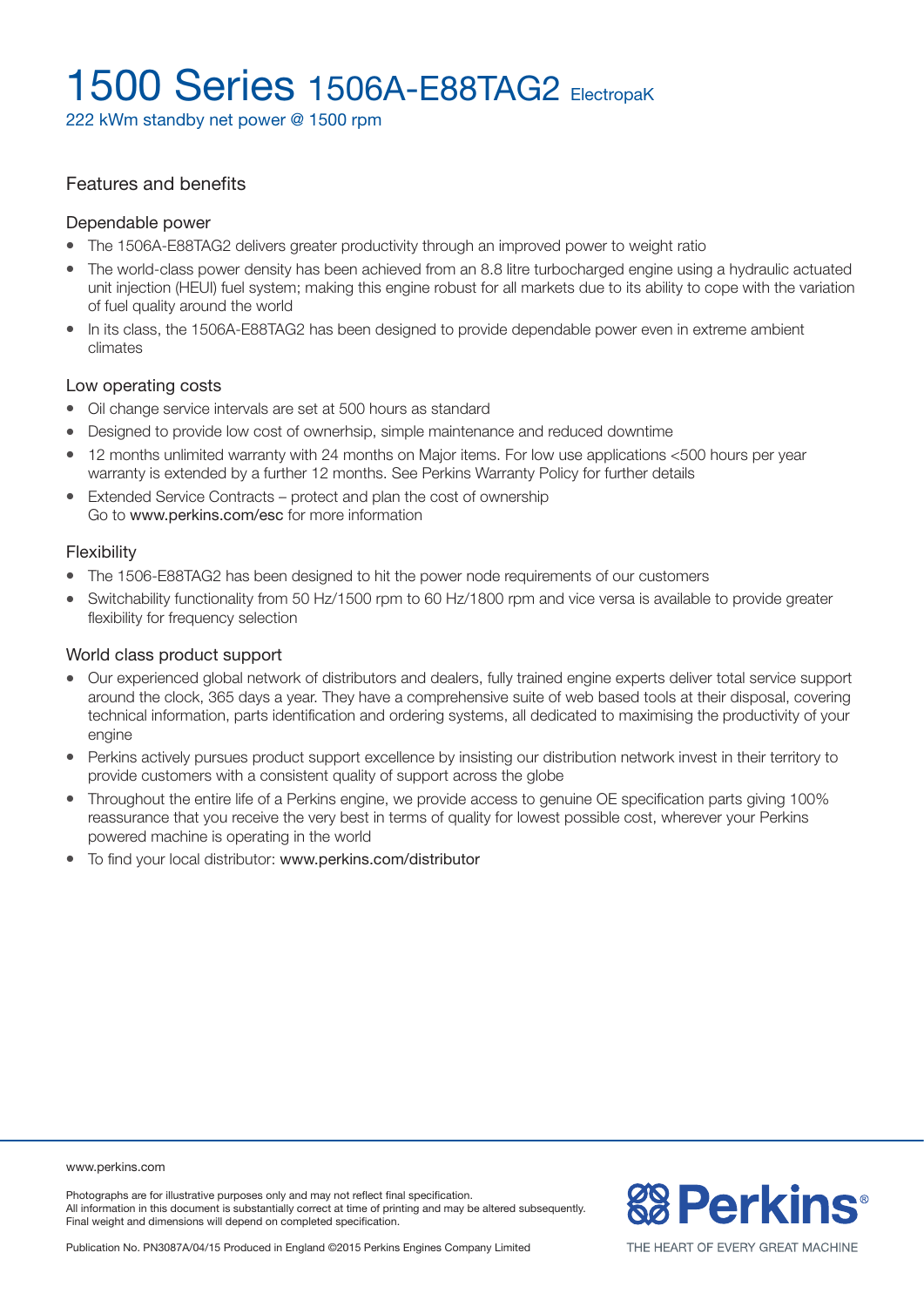# 1500 Series 1506A-E88TAG2 ElectropaK

222 kWm standby net power @ 1500 rpm

## Features and benefits

### Dependable power

- The 1506A-E88TAG2 delivers greater productivity through an improved power to weight ratio
- The world-class power density has been achieved from an 8.8 litre turbocharged engine using a hydraulic actuated unit injection (HEUI) fuel system; making this engine robust for all markets due to its ability to cope with the variation of fuel quality around the world
- In its class, the 1506A-E88TAG2 has been designed to provide dependable power even in extreme ambient climates

### Low operating costs

- Oil change service intervals are set at 500 hours as standard
- Designed to provide low cost of ownerhsip, simple maintenance and reduced downtime
- 12 months unlimited warranty with 24 months on Major items. For low use applications <500 hours per year warranty is extended by a further 12 months. See Perkins Warranty Policy for further details
- Extended Service Contracts – protect and plan the cost of ownership
  Go to www.perkins.com/esc for more information

### Flexibility

- The 1506-E88TAG2 has been designed to hit the power node requirements of our customers
- Switchability functionality from 50 Hz/1500 rpm to 60 Hz/1800 rpm and vice versa is available to provide greater flexibility for frequency selection

### World class product support

- Our experienced global network of distributors and dealers, fully trained engine experts deliver total service support around the clock, 365 days a year. They have a comprehensive suite of web based tools at their disposal, covering technical information, parts identification and ordering systems, all dedicated to maximising the productivity of your engine
- Perkins actively pursues product support excellence by insisting our distribution network invest in their territory to provide customers with a consistent quality of support across the globe
- Throughout the entire life of a Perkins engine, we provide access to genuine OE specification parts giving 100% reassurance that you receive the very best in terms of quality for lowest possible cost, wherever your Perkins powered machine is operating in the world
- To find your local distributor: www.perkins.com/distributor

www.perkins.com

Photographs are for illustrative purposes only and may not reflect final specification.
All information in this document is substantially correct at time of printing and may be altered subsequently.
Final weight and dimensions will depend on completed specification.

Publication No. PN3087A/04/15 Produced in England ©2015 Perkins Engines Company Limited

Perkins® THE HEART OF EVERY GREAT MACHINE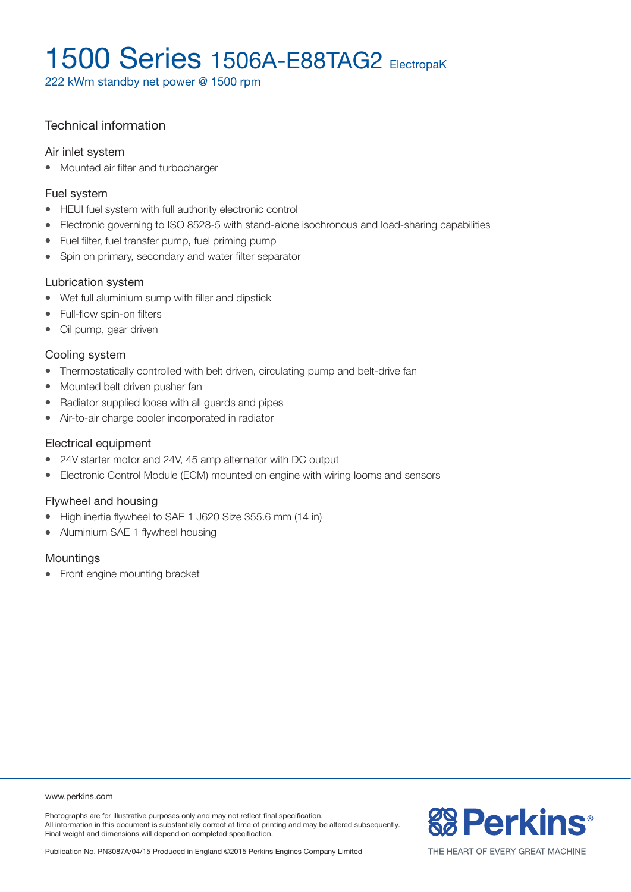# 1500 Series 1506A-E88TAG2 ElectropaK

222 kWm standby net power @ 1500 rpm

## Technical information

### Air inlet system

- Mounted air filter and turbocharger

### Fuel system

- HEUI fuel system with full authority electronic control
- Electronic governing to ISO 8528-5 with stand-alone isochronous and load-sharing capabilities
- Fuel filter, fuel transfer pump, fuel priming pump
- Spin on primary, secondary and water filter separator

### Lubrication system

- Wet full aluminium sump with filler and dipstick
- Full-flow spin-on filters
- Oil pump, gear driven

### Cooling system

- Thermostatically controlled with belt driven, circulating pump and belt-drive fan
- Mounted belt driven pusher fan
- Radiator supplied loose with all guards and pipes
- Air-to-air charge cooler incorporated in radiator

### Electrical equipment

- 24V starter motor and 24V, 45 amp alternator with DC output
- Electronic Control Module (ECM) mounted on engine with wiring looms and sensors

### Flywheel and housing

- High inertia flywheel to SAE 1 J620 Size 355.6 mm (14 in)
- Aluminium SAE 1 flywheel housing

### Mountings

- Front engine mounting bracket

www.perkins.com

Photographs are for illustrative purposes only and may not reflect final specification.
All information in this document is substantially correct at time of printing and may be altered subsequently.
Final weight and dimensions will depend on completed specification.

Publication No. PN3087A/04/15 Produced in England ©2015 Perkins Engines Company Limited

Perkins®

THE HEART OF EVERY GREAT MACHINE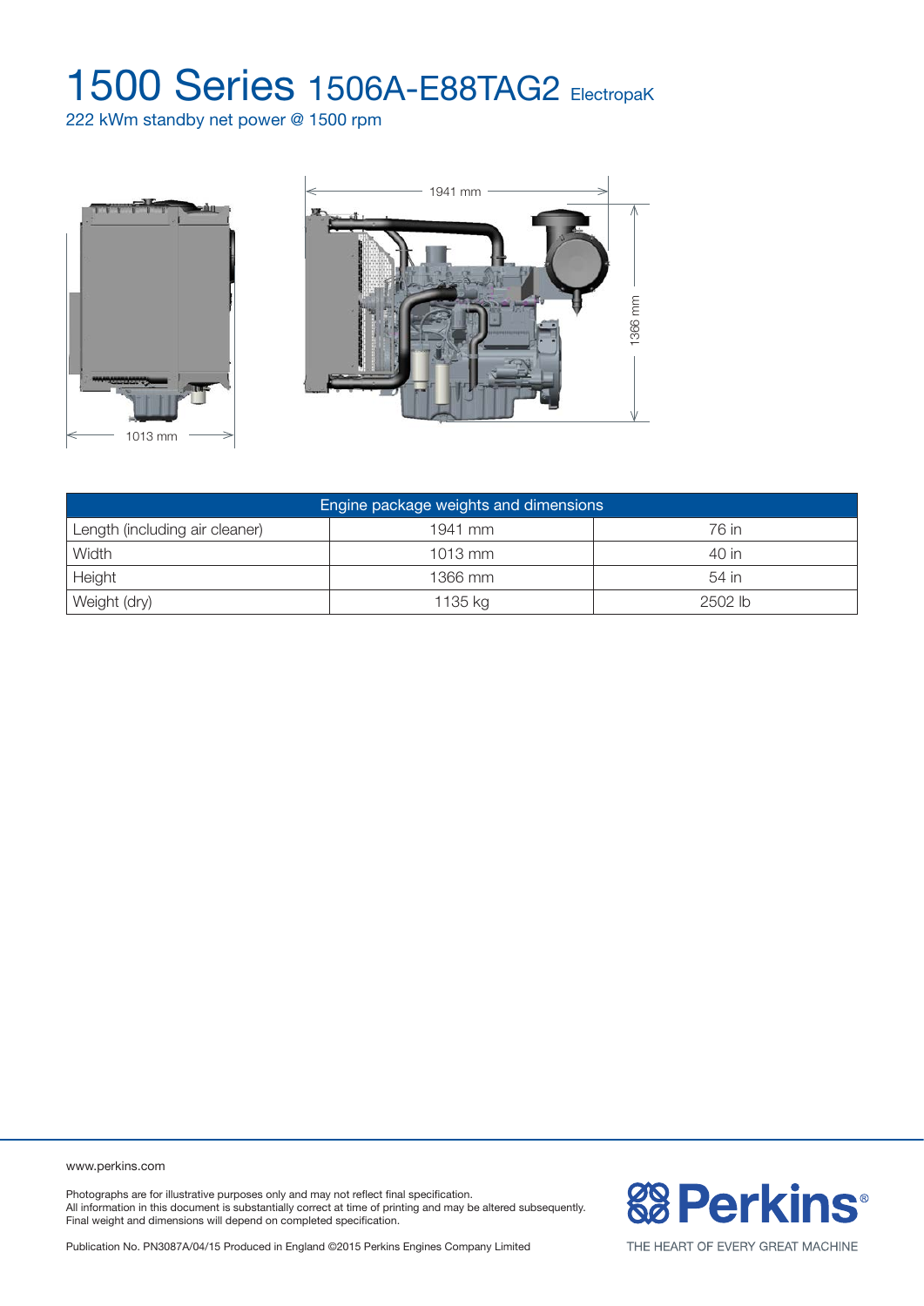// 1500 Series 1506A-E88TAG2 ElectropaK

222 kWm standby net power @ 1500 rpm

1941 mm

1366 mm

1013 mm

| Engine package weights and dimensions | | |
|---|---|---|
| Length (including air cleaner) | 1941 mm | 76 in |
| Width | 1013 mm | 40 in |
| Height | 1366 mm | 54 in |
| Weight (dry) | 1135 kg | 2502 lb |

www.perkins.com

Photographs are for illustrative purposes only and may not reflect final specification.
All information in this document is substantially correct at time of printing and may be altered subsequently.
Final weight and dimensions will depend on completed specification.

Publication No. PN3087A/04/15 Produced in England ©2015 Perkins Engines Company Limited

Perkins®

THE HEART OF EVERY GREAT MACHINE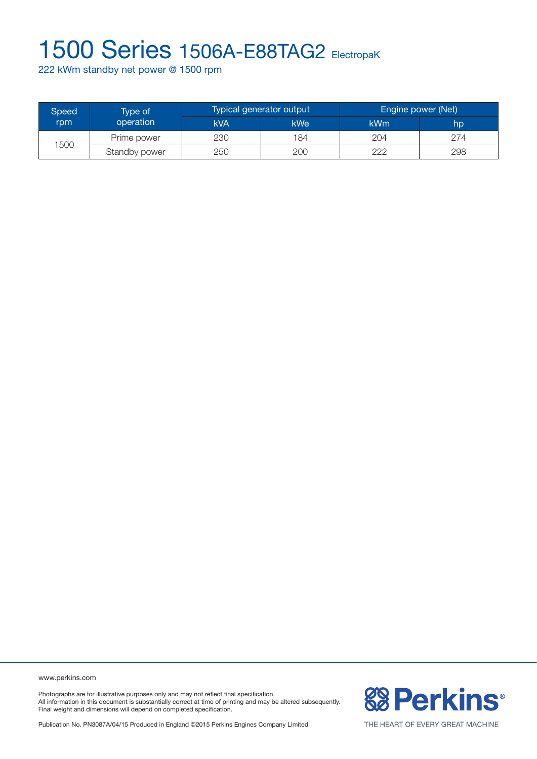# 1500 Series 1506A-E88TAG2 ElectropaK

222 kWm standby net power @ 1500 rpm

| Speed rpm | Type of operation | Typical generator output | | Engine power (Net) | |
|---|---|---|---|---|---|
| | | kVA | kWe | kWm | hp |
| 1500 | Prime power | 230 | 184 | 204 | 274 |
| | Standby power | 250 | 200 | 222 | 298 |

www.perkins.com

Photographs are for illustrative purposes only and may not reflect final specification.
All information in this document is substantially correct at time of printing and may be altered subsequently.
Final weight and dimensions will depend on completed specification.

Publication No. PN3087A/04/15 Produced in England ©2015 Perkins Engines Company Limited

Perkins®

THE HEART OF EVERY GREAT MACHINE